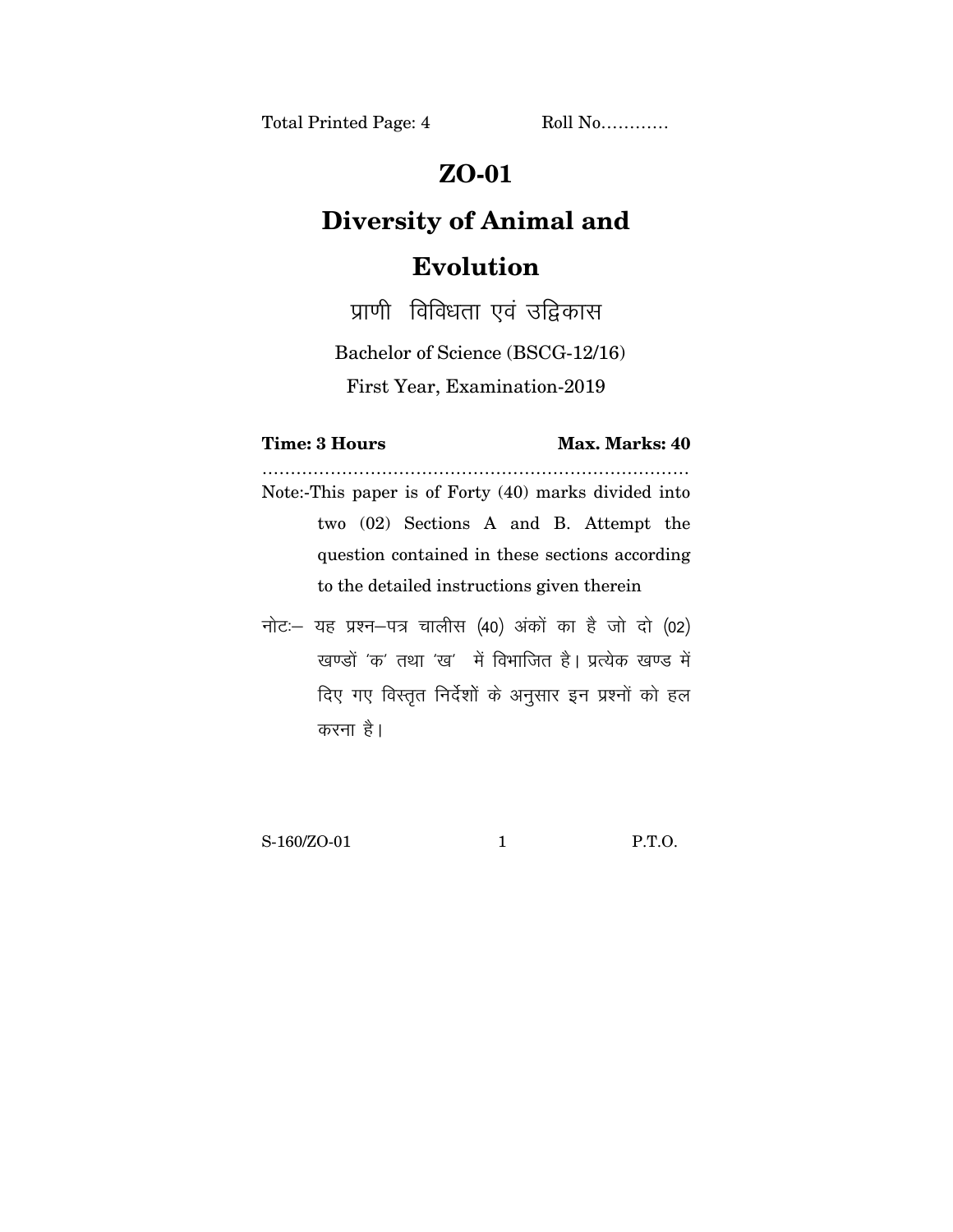Total Printed Page: 4 Roll No............

# ZO-01

# Diversity of Animal and Evolution

## प्राणी विविधता एवं उद्विकास

Bachelor of Science (BSCG-12/16)

First Year, Examination-2019

**Time: 3 Hours** **Max. Marks: 40**

.......................................................................

Note:-This paper is of Forty (40) marks divided into two (02) Sections A and B. Attempt the question contained in these sections according to the detailed instructions given therein

नोटः– यह प्रश्न–पत्र चालीस (40) अंकों का है जो दो (02) खण्डों 'क' तथा 'ख' में विभाजित है। प्रत्येक खण्ड में दिए गए विस्तृत निर्देशों के अनुसार इन प्रश्नों को हल करना है।

S-160/ZO-01 P.T.O.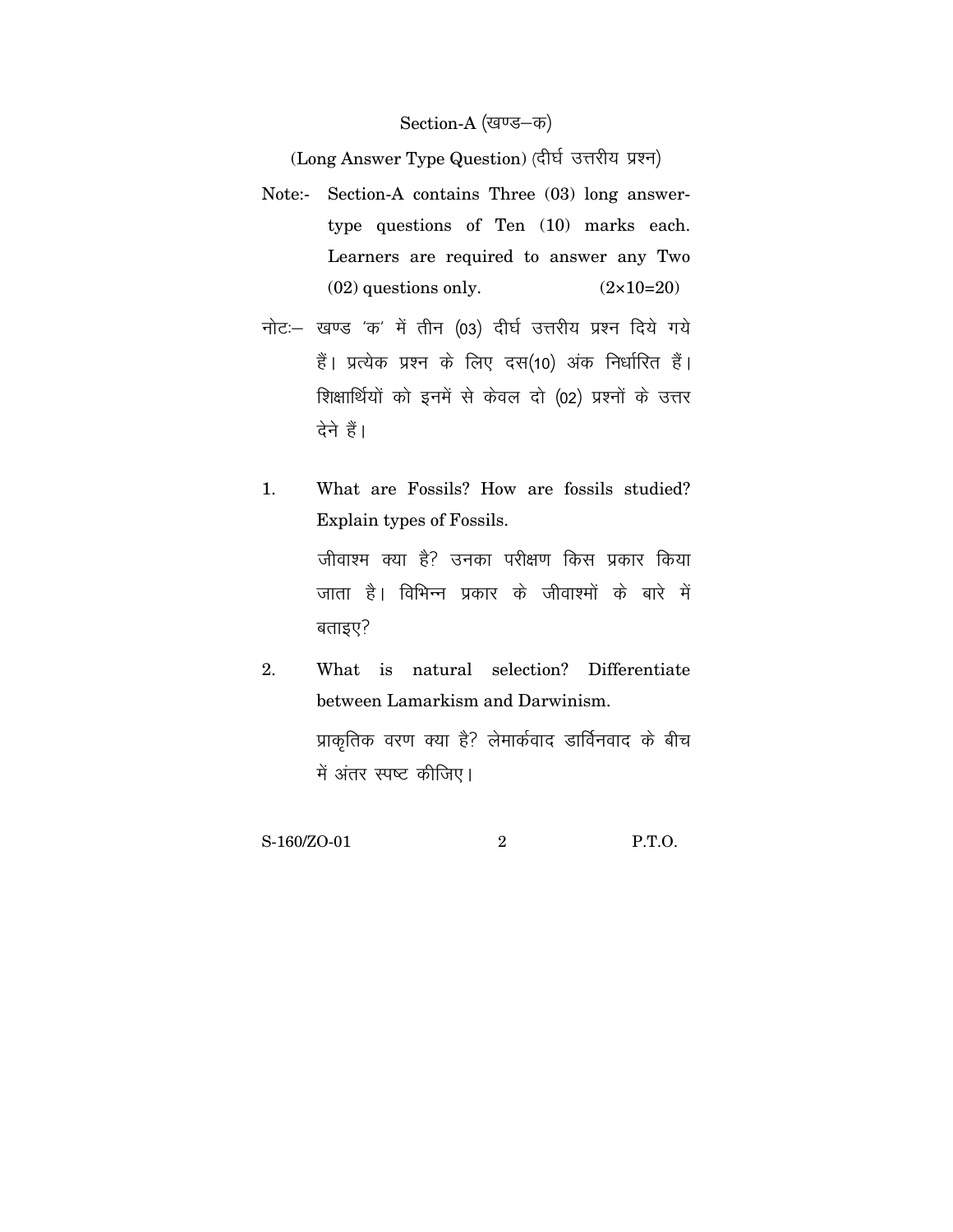## Section-A (खण्ड–क)

### (Long Answer Type Question) (दीर्घ उत्तरीय प्रश्न)

**Note:-** Section-A contains Three (03) long answer-type questions of Ten (10) marks each. Learners are required to answer any Two (02) questions only. (2×10=20)

**नोटः–** खण्ड 'क' में तीन (03) दीर्घ उत्तरीय प्रश्न दिये गये हैं। प्रत्येक प्रश्न के लिए दस(10) अंक निर्धारित हैं। शिक्षार्थियों को इनमें से केवल दो (02) प्रश्नों के उत्तर देने हैं।

1. What are Fossils? How are fossils studied? Explain types of Fossils.

   जीवाश्म क्या है? उनका परीक्षण किस प्रकार किया जाता है। विभिन्न प्रकार के जीवाश्मों के बारे में बताइए?

2. What is natural selection? Differentiate between Lamarkism and Darwinism.

   प्राकृतिक वरण क्या है? लेमार्कवाद डार्विनवाद के बीच में अंतर स्पष्ट कीजिए।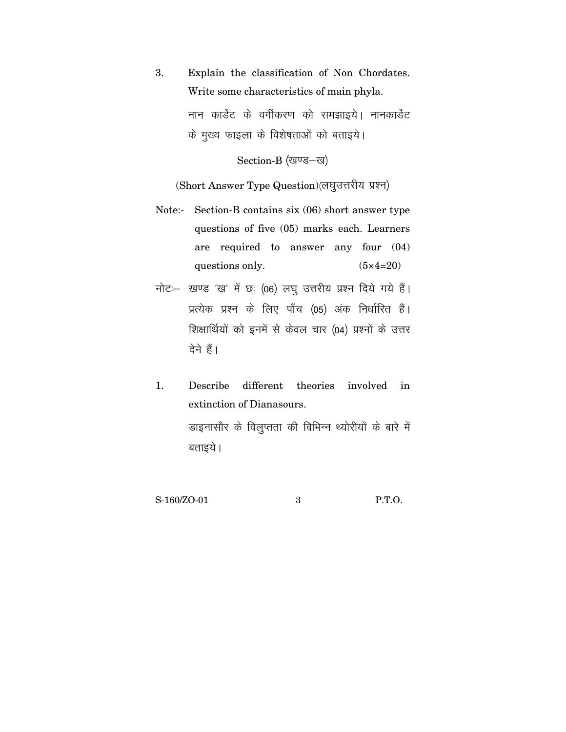3. Explain the classification of Non Chordates. Write some characteristics of main phyla.

   नान कार्डेट के वर्गीकरण को समझाइये। नानकार्डेट के मुख्य फाइला के विशेषताओं को बताइये।

## Section-B (खण्ड–ख)

### (Short Answer Type Question)(लघुउत्तरीय प्रश्न)

Note:- Section-B contains six (06) short answer type questions of five (05) marks each. Learners are required to answer any four (04) questions only. (5×4=20)

नोटः– खण्ड 'ख' में छः (06) लघु उत्तरीय प्रश्न दिये गये हैं। प्रत्येक प्रश्न के लिए पाँच (05) अंक निर्धारित हैं। शिक्षार्थियों को इनमें से केवल चार (04) प्रश्नों के उत्तर देने हैं।

1. Describe different theories involved in extinction of Dianasours.

   डाइनासौर के विलुप्तता की विभिन्न थ्योरीयों के बारे में बताइये।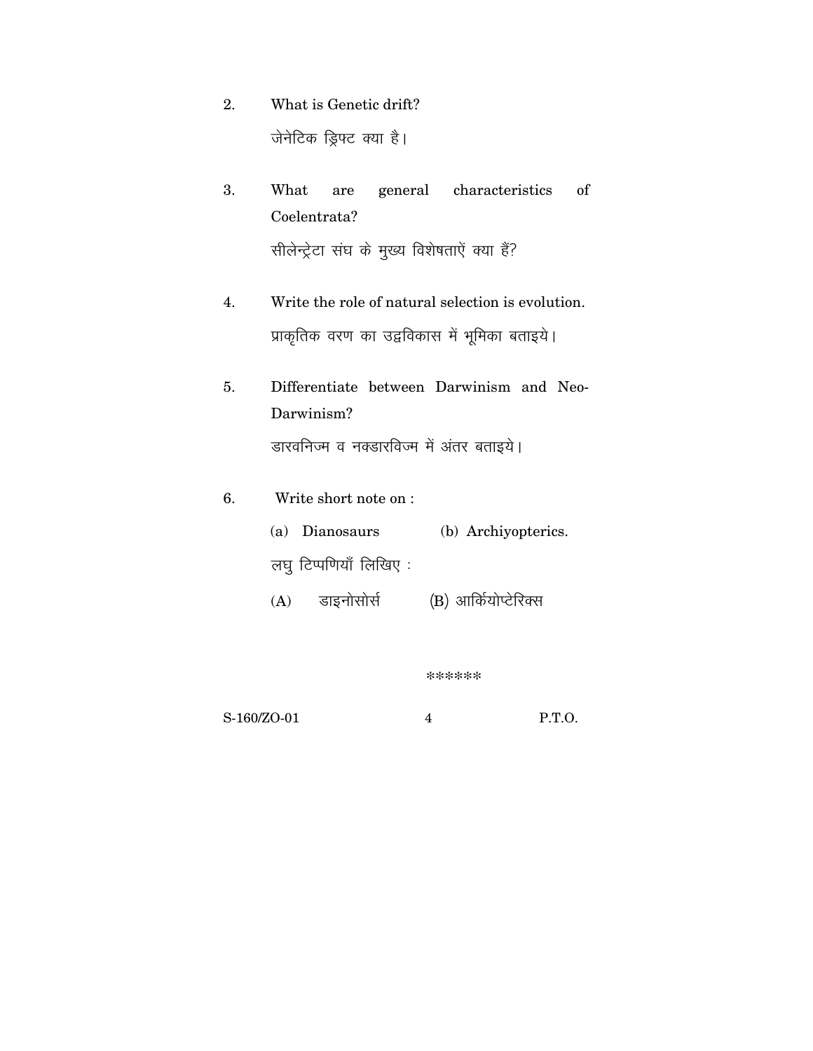2. What is Genetic drift?

   जेनेटिक ड्रिफ्ट क्या है।

3. What are general characteristics of Coelentrata?

   सीलेन्ट्रेटा संघ के मुख्य विशेषताऐं क्या हैं?

4. Write the role of natural selection is evolution.

   प्राकृतिक वरण का उद्विकास में भूमिका बताइये।

5. Differentiate between Darwinism and Neo-Darwinism?

   डारवनिज्म व नक्डारविज्म में अंतर बताइये।

6. Write short note on :

   (a) Dianosaurs (b) Archiyopterics.

   लघु टिप्पणियाँ लिखिए :

   (A) डाइनोसोर्स (B) आर्कियोप्टेरिक्स

******

S-160/ZO-01

P.T.O.